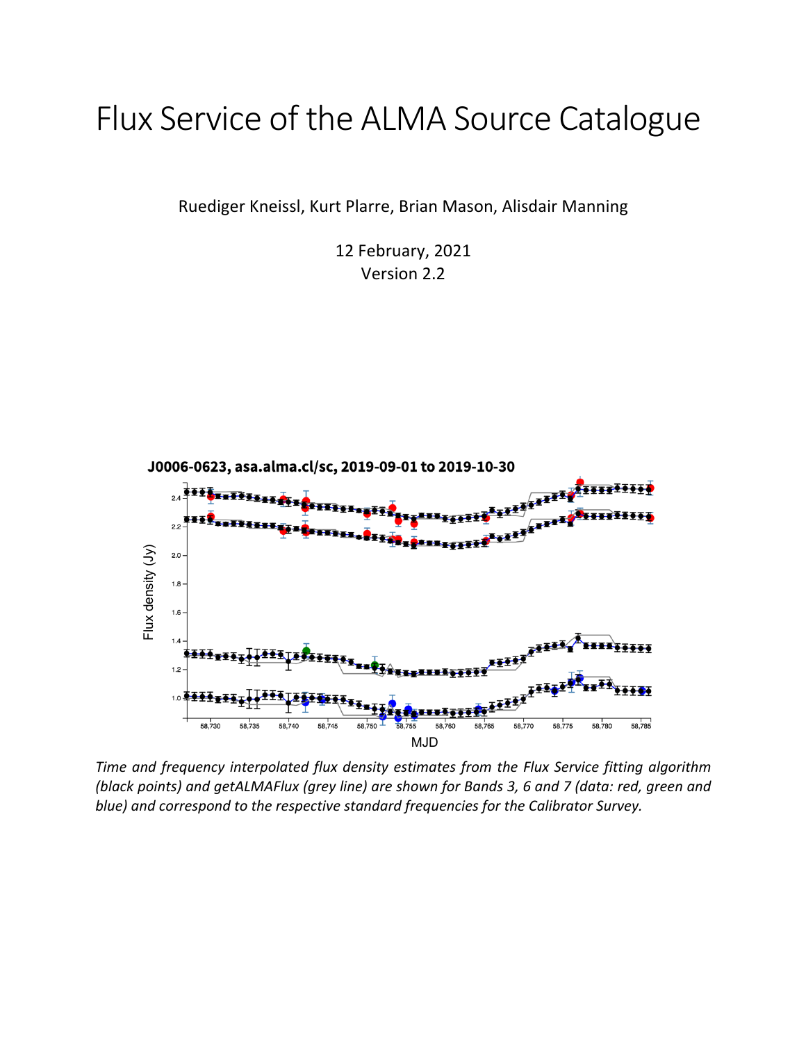# Flux Service of the ALMA Source Catalogue

Ruediger Kneissl, Kurt Plarre, Brian Mason, Alisdair Manning

12 February, 2021

Version 2.2

*Time and frequency interpolated flux density estimates from the Flux Service fitting algorithm (black points) and getALMAFlux (grey line) are shown for Bands 3, 6 and 7 (data: red, green and blue) and correspond to the respective standard frequencies for the Calibrator Survey.*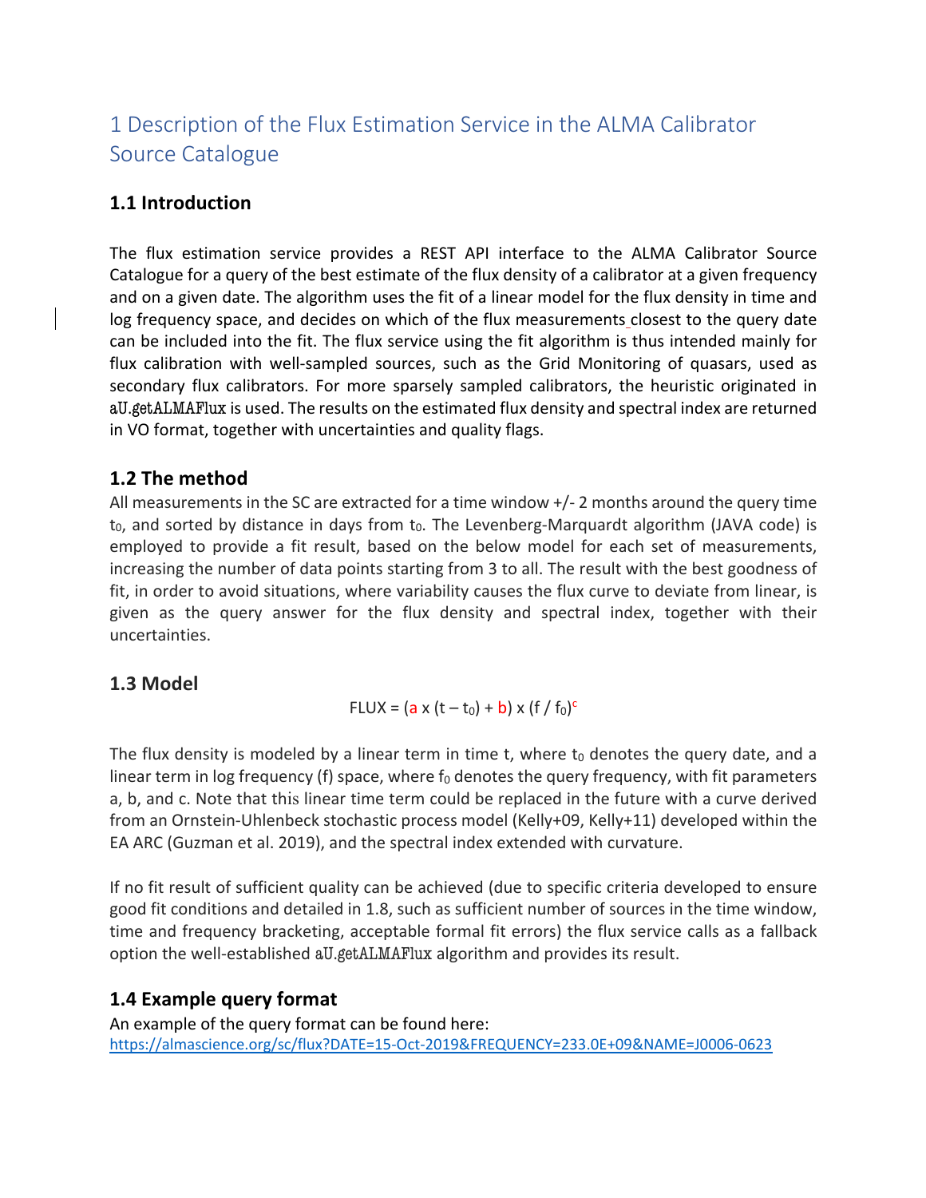# 1 Description of the Flux Estimation Service in the ALMA Calibrator Source Catalogue

## 1.1 Introduction

The flux estimation service provides a REST API interface to the ALMA Calibrator Source Catalogue for a query of the best estimate of the flux density of a calibrator at a given frequency and on a given date. The algorithm uses the fit of a linear model for the flux density in time and log frequency space, and decides on which of the flux measurements closest to the query date can be included into the fit. The flux service using the fit algorithm is thus intended mainly for flux calibration with well-sampled sources, such as the Grid Monitoring of quasars, used as secondary flux calibrators. For more sparsely sampled calibrators, the heuristic originated in aU.getALMAFlux is used. The results on the estimated flux density and spectral index are returned in VO format, together with uncertainties and quality flags.

## 1.2 The method

All measurements in the SC are extracted for a time window +/- 2 months around the query time $t_0$, and sorted by distance in days from $t_0$. The Levenberg-Marquardt algorithm (JAVA code) is employed to provide a fit result, based on the below model for each set of measurements, increasing the number of data points starting from 3 to all. The result with the best goodness of fit, in order to avoid situations, where variability causes the flux curve to deviate from linear, is given as the query answer for the flux density and spectral index, together with their uncertainties.

## 1.3 Model

$$\text{FLUX} = (a \times (t - t_0) + b) \times (f / f_0)^c$$

The flux density is modeled by a linear term in time t, where $t_0$ denotes the query date, and a linear term in log frequency (f) space, where $f_0$ denotes the query frequency, with fit parameters a, b, and c. Note that this linear time term could be replaced in the future with a curve derived from an Ornstein-Uhlenbeck stochastic process model (Kelly+09, Kelly+11) developed within the EA ARC (Guzman et al. 2019), and the spectral index extended with curvature.

If no fit result of sufficient quality can be achieved (due to specific criteria developed to ensure good fit conditions and detailed in 1.8, such as sufficient number of sources in the time window, time and frequency bracketing, acceptable formal fit errors) the flux service calls as a fallback option the well-established aU.getALMAFlux algorithm and provides its result.

## 1.4 Example query format

An example of the query format can be found here:
https://almascience.org/sc/flux?DATE=15-Oct-2019&FREQUENCY=233.0E+09&NAME=J0006-0623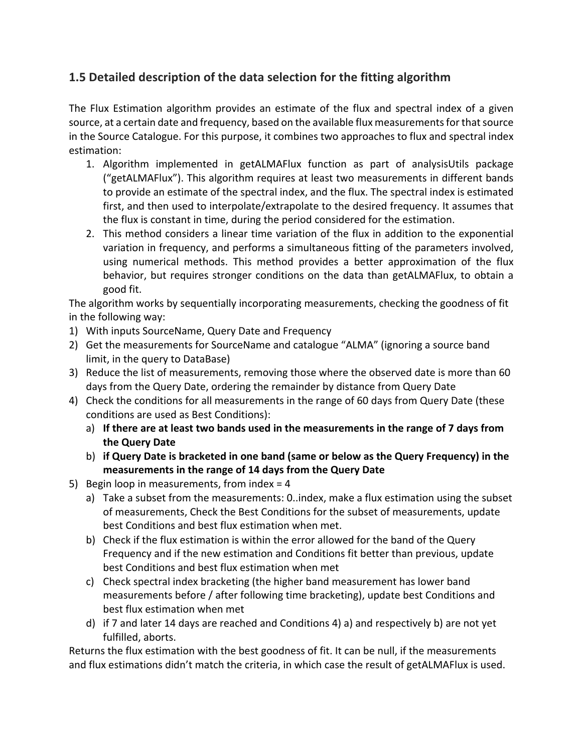## 1.5 Detailed description of the data selection for the fitting algorithm

The Flux Estimation algorithm provides an estimate of the flux and spectral index of a given source, at a certain date and frequency, based on the available flux measurements for that source in the Source Catalogue. For this purpose, it combines two approaches to flux and spectral index estimation:

1. Algorithm implemented in getALMAFlux function as part of analysisUtils package ("getALMAFlux"). This algorithm requires at least two measurements in different bands to provide an estimate of the spectral index, and the flux. The spectral index is estimated first, and then used to interpolate/extrapolate to the desired frequency. It assumes that the flux is constant in time, during the period considered for the estimation.
2. This method considers a linear time variation of the flux in addition to the exponential variation in frequency, and performs a simultaneous fitting of the parameters involved, using numerical methods. This method provides a better approximation of the flux behavior, but requires stronger conditions on the data than getALMAFlux, to obtain a good fit.

The algorithm works by sequentially incorporating measurements, checking the goodness of fit in the following way:

1) With inputs SourceName, Query Date and Frequency
2) Get the measurements for SourceName and catalogue "ALMA" (ignoring a source band limit, in the query to DataBase)
3) Reduce the list of measurements, removing those where the observed date is more than 60 days from the Query Date, ordering the remainder by distance from Query Date
4) Check the conditions for all measurements in the range of 60 days from Query Date (these conditions are used as Best Conditions):
   a) **If there are at least two bands used in the measurements in the range of 7 days from the Query Date**
   b) **if Query Date is bracketed in one band (same or below as the Query Frequency) in the measurements in the range of 14 days from the Query Date**
5) Begin loop in measurements, from index = 4
   a) Take a subset from the measurements: 0..index, make a flux estimation using the subset of measurements, Check the Best Conditions for the subset of measurements, update best Conditions and best flux estimation when met.
   b) Check if the flux estimation is within the error allowed for the band of the Query Frequency and if the new estimation and Conditions fit better than previous, update best Conditions and best flux estimation when met
   c) Check spectral index bracketing (the higher band measurement has lower band measurements before / after following time bracketing), update best Conditions and best flux estimation when met
   d) if 7 and later 14 days are reached and Conditions 4) a) and respectively b) are not yet fulfilled, aborts.

Returns the flux estimation with the best goodness of fit. It can be null, if the measurements and flux estimations didn't match the criteria, in which case the result of getALMAFlux is used.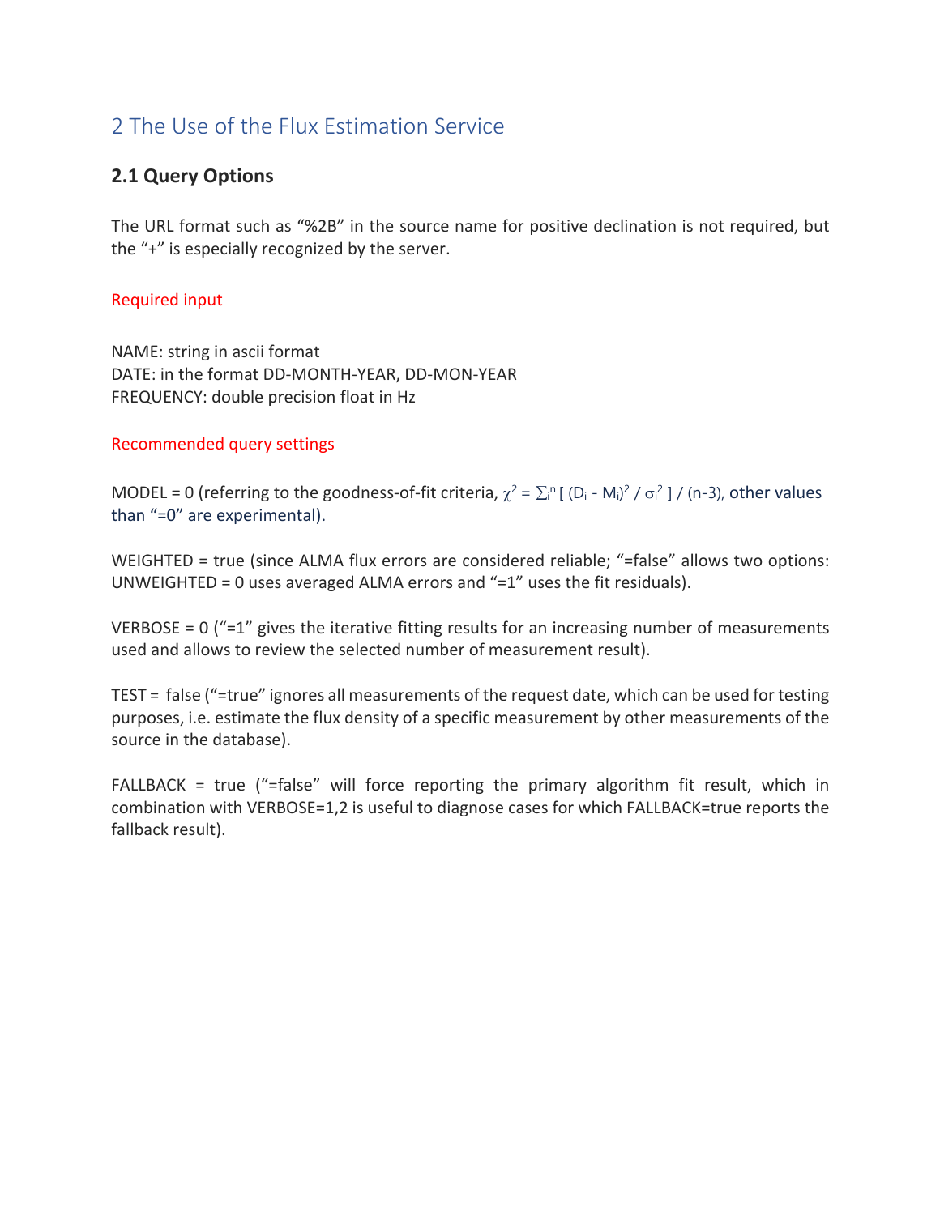## 2 The Use of the Flux Estimation Service

### 2.1 Query Options

The URL format such as “%2B” in the source name for positive declination is not required, but the “+” is especially recognized by the server.

Required input

NAME: string in ascii format
DATE: in the format DD-MONTH-YEAR, DD-MON-YEAR
FREQUENCY: double precision float in Hz

Recommended query settings

MODEL = 0 (referring to the goodness-of-fit criteria, $\chi^2 = \sum_i^n [ (D_i - M_i)^2 / \sigma_i^2 ] / (n-3)$, other values than “=0” are experimental).

WEIGHTED = true (since ALMA flux errors are considered reliable; “=false” allows two options: UNWEIGHTED = 0 uses averaged ALMA errors and “=1” uses the fit residuals).

VERBOSE = 0 (“=1” gives the iterative fitting results for an increasing number of measurements used and allows to review the selected number of measurement result).

TEST = false (“=true” ignores all measurements of the request date, which can be used for testing purposes, i.e. estimate the flux density of a specific measurement by other measurements of the source in the database).

FALLBACK = true (“=false” will force reporting the primary algorithm fit result, which in combination with VERBOSE=1,2 is useful to diagnose cases for which FALLBACK=true reports the fallback result).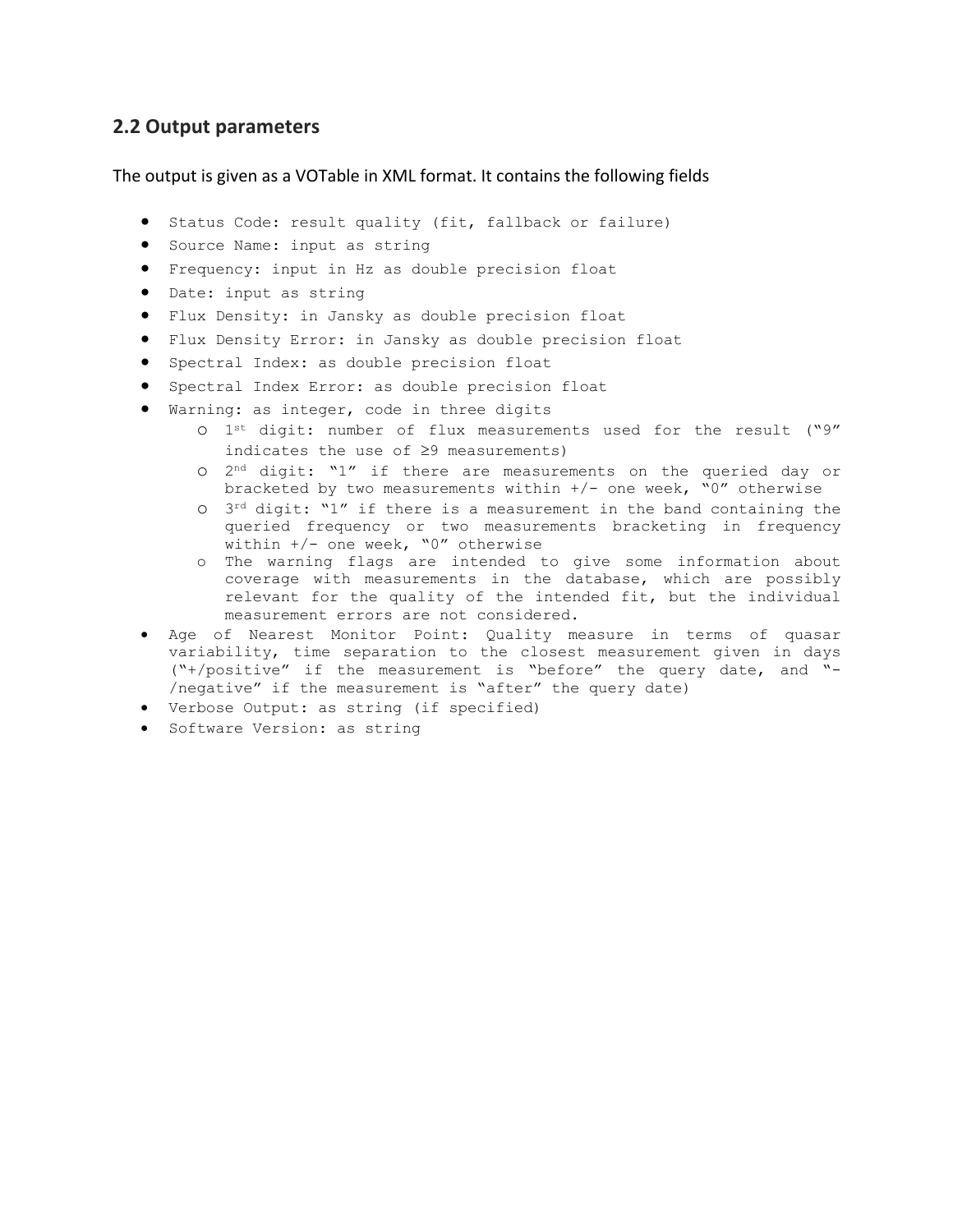## 2.2 Output parameters

The output is given as a VOTable in XML format. It contains the following fields

- Status Code: result quality (fit, fallback or failure)
- Source Name: input as string
- Frequency: input in Hz as double precision float
- Date: input as string
- Flux Density: in Jansky as double precision float
- Flux Density Error: in Jansky as double precision float
- Spectral Index: as double precision float
- Spectral Index Error: as double precision float
- Warning: as integer, code in three digits
  - 1st digit: number of flux measurements used for the result ("9" indicates the use of ≥9 measurements)
  - 2nd digit: "1" if there are measurements on the queried day or bracketed by two measurements within +/- one week, "0" otherwise
  - 3rd digit: "1" if there is a measurement in the band containing the queried frequency or two measurements bracketing in frequency within +/- one week, "0" otherwise
  - The warning flags are intended to give some information about coverage with measurements in the database, which are possibly relevant for the quality of the intended fit, but the individual measurement errors are not considered.
- Age of Nearest Monitor Point: Quality measure in terms of quasar variability, time separation to the closest measurement given in days ("+/positive" if the measurement is "before" the query date, and "-/negative" if the measurement is "after" the query date)
- Verbose Output: as string (if specified)
- Software Version: as string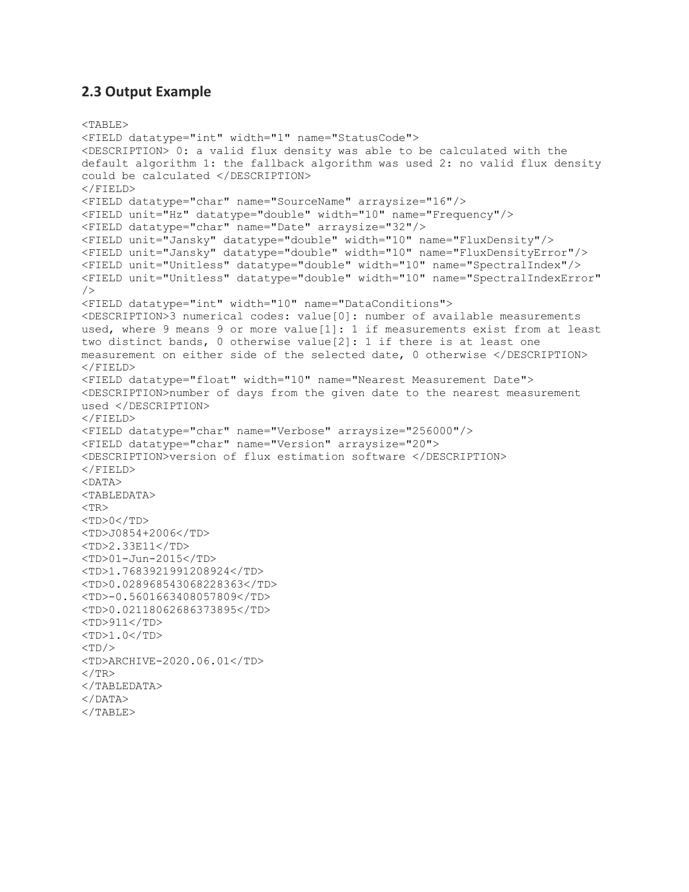## 2.3 Output Example

```
<TABLE>
<FIELD datatype="int" width="1" name="StatusCode">
<DESCRIPTION> 0: a valid flux density was able to be calculated with the
default algorithm 1: the fallback algorithm was used 2: no valid flux density
could be calculated </DESCRIPTION>
</FIELD>
<FIELD datatype="char" name="SourceName" arraysize="16"/>
<FIELD unit="Hz" datatype="double" width="10" name="Frequency"/>
<FIELD datatype="char" name="Date" arraysize="32"/>
<FIELD unit="Jansky" datatype="double" width="10" name="FluxDensity"/>
<FIELD unit="Jansky" datatype="double" width="10" name="FluxDensityError"/>
<FIELD unit="Unitless" datatype="double" width="10" name="SpectralIndex"/>
<FIELD unit="Unitless" datatype="double" width="10" name="SpectralIndexError"
/>
<FIELD datatype="int" width="10" name="DataConditions">
<DESCRIPTION>3 numerical codes: value[0]: number of available measurements
used, where 9 means 9 or more value[1]: 1 if measurements exist from at least
two distinct bands, 0 otherwise value[2]: 1 if there is at least one
measurement on either side of the selected date, 0 otherwise </DESCRIPTION>
</FIELD>
<FIELD datatype="float" width="10" name="Nearest Measurement Date">
<DESCRIPTION>number of days from the given date to the nearest measurement
used </DESCRIPTION>
</FIELD>
<FIELD datatype="char" name="Verbose" arraysize="256000"/>
<FIELD datatype="char" name="Version" arraysize="20">
<DESCRIPTION>version of flux estimation software </DESCRIPTION>
</FIELD>
<DATA>
<TABLEDATA>
<TR>
<TD>0</TD>
<TD>J0854+2006</TD>
<TD>2.33E11</TD>
<TD>01-Jun-2015</TD>
<TD>1.7683921991208924</TD>
<TD>0.028968543068228363</TD>
<TD>-0.5601663408057809</TD>
<TD>0.02118062686373895</TD>
<TD>911</TD>
<TD>1.0</TD>
<TD/>
<TD>ARCHIVE-2020.06.01</TD>
</TR>
</TABLEDATA>
</DATA>
</TABLE>
```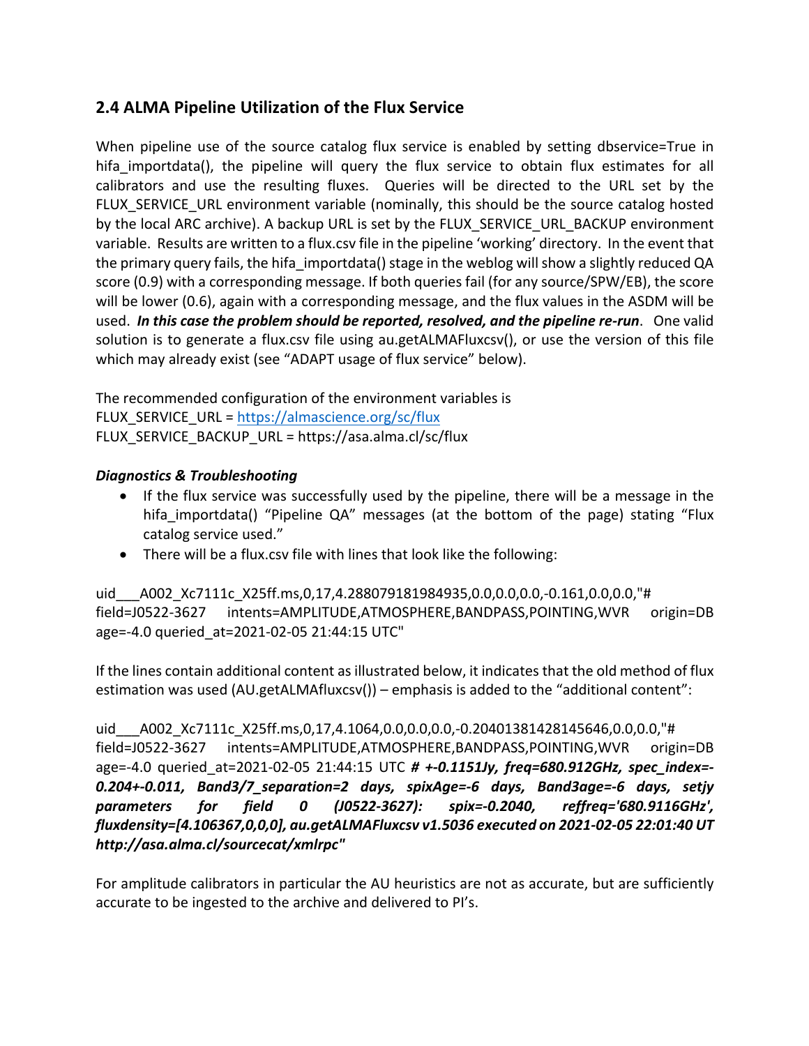## 2.4 ALMA Pipeline Utilization of the Flux Service

When pipeline use of the source catalog flux service is enabled by setting dbservice=True in hifa_importdata(), the pipeline will query the flux service to obtain flux estimates for all calibrators and use the resulting fluxes. Queries will be directed to the URL set by the FLUX_SERVICE_URL environment variable (nominally, this should be the source catalog hosted by the local ARC archive). A backup URL is set by the FLUX_SERVICE_URL_BACKUP environment variable. Results are written to a flux.csv file in the pipeline 'working' directory. In the event that the primary query fails, the hifa_importdata() stage in the weblog will show a slightly reduced QA score (0.9) with a corresponding message. If both queries fail (for any source/SPW/EB), the score will be lower (0.6), again with a corresponding message, and the flux values in the ASDM will be used. ***In this case the problem should be reported, resolved, and the pipeline re-run***. One valid solution is to generate a flux.csv file using au.getALMAFluxcsv(), or use the version of this file which may already exist (see "ADAPT usage of flux service" below).

The recommended configuration of the environment variables is
FLUX_SERVICE_URL = https://almascience.org/sc/flux
FLUX_SERVICE_BACKUP_URL = https://asa.alma.cl/sc/flux

***Diagnostics & Troubleshooting***

- If the flux service was successfully used by the pipeline, there will be a message in the hifa_importdata() "Pipeline QA" messages (at the bottom of the page) stating "Flux catalog service used."
- There will be a flux.csv file with lines that look like the following:

uid___A002_Xc7111c_X25ff.ms,0,17,4.288079181984935,0.0,0.0,0.0,-0.161,0.0,0.0,"# field=J0522-3627 intents=AMPLITUDE,ATMOSPHERE,BANDPASS,POINTING,WVR origin=DB age=-4.0 queried_at=2021-02-05 21:44:15 UTC"

If the lines contain additional content as illustrated below, it indicates that the old method of flux estimation was used (AU.getALMAfluxcsv()) – emphasis is added to the "additional content":

uid___A002_Xc7111c_X25ff.ms,0,17,4.1064,0.0,0.0,0.0,-0.20401381428145646,0.0,0.0,"# field=J0522-3627 intents=AMPLITUDE,ATMOSPHERE,BANDPASS,POINTING,WVR origin=DB age=-4.0 queried_at=2021-02-05 21:44:15 UTC ***# +-0.1151Jy, freq=680.912GHz, spec_index=-0.204+-0.011, Band3/7_separation=2 days, spixAge=-6 days, Band3age=-6 days, setjy parameters for field 0 (J0522-3627): spix=-0.2040, reffreq='680.9116GHz', fluxdensity=[4.106367,0,0,0], au.getALMAFluxcsv v1.5036 executed on 2021-02-05 22:01:40 UT http://asa.alma.cl/sourcecat/xmlrpc"***

For amplitude calibrators in particular the AU heuristics are not as accurate, but are sufficiently accurate to be ingested to the archive and delivered to PI's.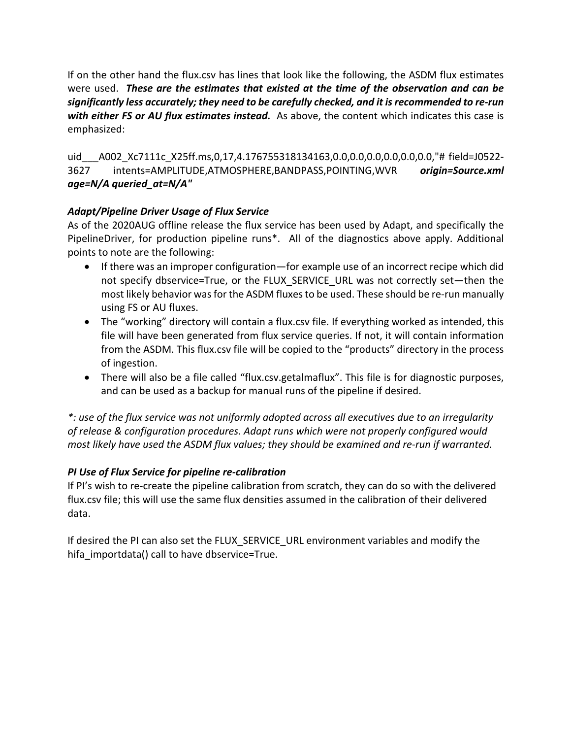If on the other hand the flux.csv has lines that look like the following, the ASDM flux estimates were used. ***These are the estimates that existed at the time of the observation and can be significantly less accurately; they need to be carefully checked, and it is recommended to re-run with either FS or AU flux estimates instead.*** As above, the content which indicates this case is emphasized:

uid___A002_Xc7111c_X25ff.ms,0,17,4.176755318134163,0.0,0.0,0.0,0.0,0.0,0.0,"# field=J0522-3627 intents=AMPLITUDE,ATMOSPHERE,BANDPASS,POINTING,WVR ***origin=Source.xml age=N/A queried_at=N/A"***

### *Adapt/Pipeline Driver Usage of Flux Service*

As of the 2020AUG offline release the flux service has been used by Adapt, and specifically the PipelineDriver, for production pipeline runs*. All of the diagnostics above apply. Additional points to note are the following:

- If there was an improper configuration—for example use of an incorrect recipe which did not specify dbservice=True, or the FLUX_SERVICE_URL was not correctly set—then the most likely behavior was for the ASDM fluxes to be used. These should be re-run manually using FS or AU fluxes.
- The "working" directory will contain a flux.csv file. If everything worked as intended, this file will have been generated from flux service queries. If not, it will contain information from the ASDM. This flux.csv file will be copied to the "products" directory in the process of ingestion.
- There will also be a file called "flux.csv.getalmaflux". This file is for diagnostic purposes, and can be used as a backup for manual runs of the pipeline if desired.

*\*: use of the flux service was not uniformly adopted across all executives due to an irregularity of release & configuration procedures. Adapt runs which were not properly configured would most likely have used the ASDM flux values; they should be examined and re-run if warranted.*

### *PI Use of Flux Service for pipeline re-calibration*

If PI's wish to re-create the pipeline calibration from scratch, they can do so with the delivered flux.csv file; this will use the same flux densities assumed in the calibration of their delivered data.

If desired the PI can also set the FLUX_SERVICE_URL environment variables and modify the hifa_importdata() call to have dbservice=True.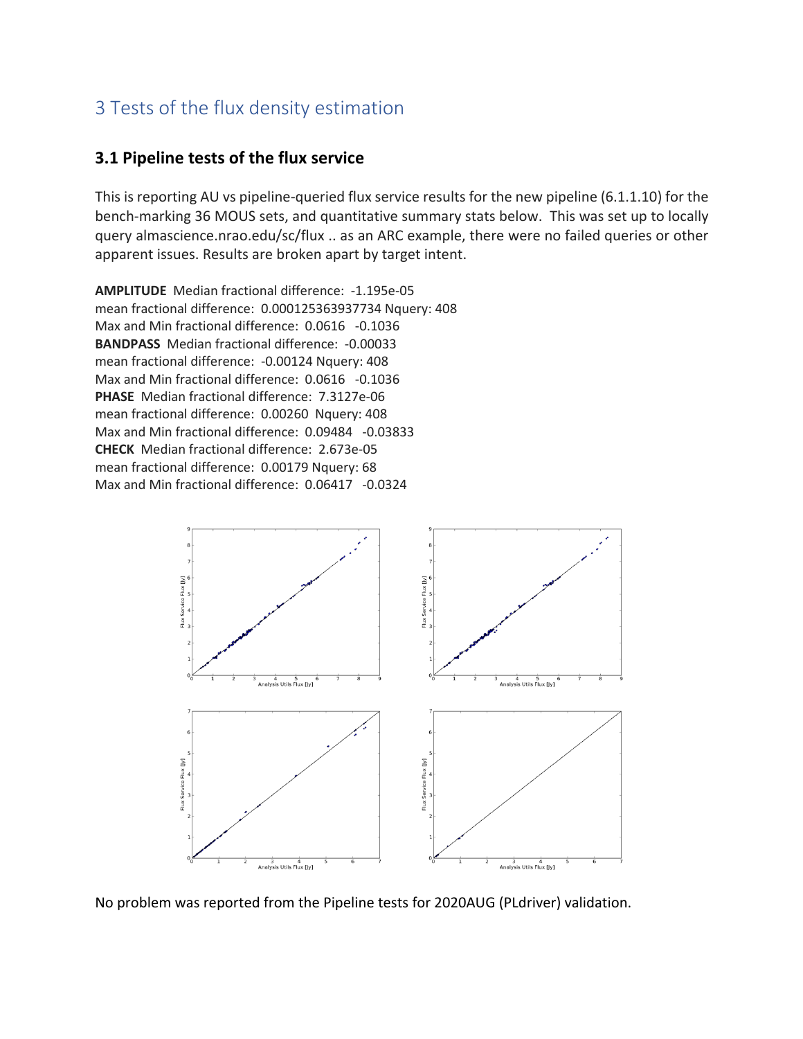## 3 Tests of the flux density estimation

### 3.1 Pipeline tests of the flux service

This is reporting AU vs pipeline-queried flux service results for the new pipeline (6.1.1.10) for the bench-marking 36 MOUS sets, and quantitative summary stats below. This was set up to locally query almascience.nrao.edu/sc/flux .. as an ARC example, there were no failed queries or other apparent issues. Results are broken apart by target intent.

**AMPLITUDE** Median fractional difference: -1.195e-05
mean fractional difference: 0.000125363937734 Nquery: 408
Max and Min fractional difference: 0.0616 -0.1036
**BANDPASS** Median fractional difference: -0.00033
mean fractional difference: -0.00124 Nquery: 408
Max and Min fractional difference: 0.0616 -0.1036
**PHASE** Median fractional difference: 7.3127e-06
mean fractional difference: 0.00260 Nquery: 408
Max and Min fractional difference: 0.09484 -0.03833
**CHECK** Median fractional difference: 2.673e-05
mean fractional difference: 0.00179 Nquery: 68
Max and Min fractional difference: 0.06417 -0.0324

No problem was reported from the Pipeline tests for 2020AUG (PLdriver) validation.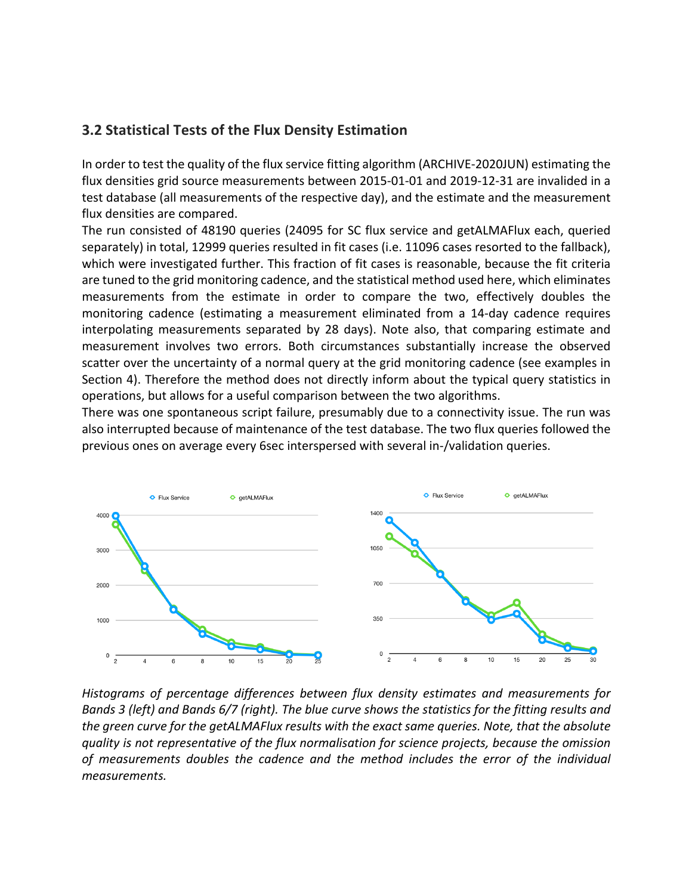### 3.2 Statistical Tests of the Flux Density Estimation

In order to test the quality of the flux service fitting algorithm (ARCHIVE-2020JUN) estimating the flux densities grid source measurements between 2015-01-01 and 2019-12-31 are invalided in a test database (all measurements of the respective day), and the estimate and the measurement flux densities are compared.

The run consisted of 48190 queries (24095 for SC flux service and getALMAFlux each, queried separately) in total, 12999 queries resulted in fit cases (i.e. 11096 cases resorted to the fallback), which were investigated further. This fraction of fit cases is reasonable, because the fit criteria are tuned to the grid monitoring cadence, and the statistical method used here, which eliminates measurements from the estimate in order to compare the two, effectively doubles the monitoring cadence (estimating a measurement eliminated from a 14-day cadence requires interpolating measurements separated by 28 days). Note also, that comparing estimate and measurement involves two errors. Both circumstances substantially increase the observed scatter over the uncertainty of a normal query at the grid monitoring cadence (see examples in Section 4). Therefore the method does not directly inform about the typical query statistics in operations, but allows for a useful comparison between the two algorithms.

There was one spontaneous script failure, presumably due to a connectivity issue. The run was also interrupted because of maintenance of the test database. The two flux queries followed the previous ones on average every 6sec interspersed with several in-/validation queries.

Flux Service
getALMAFlux
4000
3000
2000
1000
0
2 4 6 8 10 15 20 25

Flux Service
getALMAFlux
1400
1050
700
350
0
2 4 6 8 10 15 20 25 30

*Histograms of percentage differences between flux density estimates and measurements for Bands 3 (left) and Bands 6/7 (right). The blue curve shows the statistics for the fitting results and the green curve for the getALMAFlux results with the exact same queries. Note, that the absolute quality is not representative of the flux normalisation for science projects, because the omission of measurements doubles the cadence and the method includes the error of the individual measurements.*